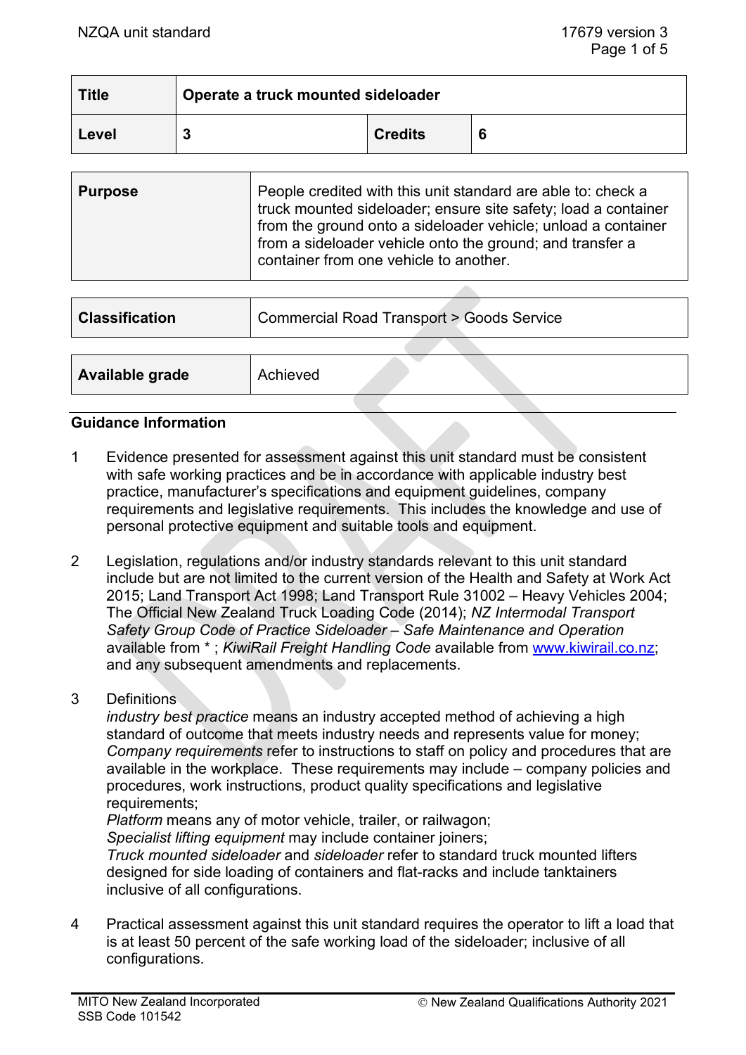| Title | Operate a truck mounted sideloader | | |
|---|---|---|---|
| Level | 3 | Credits | 6 |

| Purpose | People credited with this unit standard are able to: check a truck mounted sideloader; ensure site safety; load a container from the ground onto a sideloader vehicle; unload a container from a sideloader vehicle onto the ground; and transfer a container from one vehicle to another. |
|---|---|

| Classification | Commercial Road Transport > Goods Service |
|---|---|

| Available grade | Achieved |
|---|---|

## Guidance Information

1. Evidence presented for assessment against this unit standard must be consistent with safe working practices and be in accordance with applicable industry best practice, manufacturer's specifications and equipment guidelines, company requirements and legislative requirements. This includes the knowledge and use of personal protective equipment and suitable tools and equipment.

2. Legislation, regulations and/or industry standards relevant to this unit standard include but are not limited to the current version of the Health and Safety at Work Act 2015; Land Transport Act 1998; Land Transport Rule 31002 – Heavy Vehicles 2004; The Official New Zealand Truck Loading Code (2014); *NZ Intermodal Transport Safety Group Code of Practice Sideloader – Safe Maintenance and Operation* available from * ; *KiwiRail Freight Handling Code* available from www.kiwirail.co.nz; and any subsequent amendments and replacements.

3. Definitions
   *industry best practice* means an industry accepted method of achieving a high standard of outcome that meets industry needs and represents value for money;
   *Company requirements* refer to instructions to staff on policy and procedures that are available in the workplace. These requirements may include – company policies and procedures, work instructions, product quality specifications and legislative requirements;
   *Platform* means any of motor vehicle, trailer, or railwagon;
   *Specialist lifting equipment* may include container joiners;
   *Truck mounted sideloader* and *sideloader* refer to standard truck mounted lifters designed for side loading of containers and flat-racks and include tanktainers inclusive of all configurations.

4. Practical assessment against this unit standard requires the operator to lift a load that is at least 50 percent of the safe working load of the sideloader; inclusive of all configurations.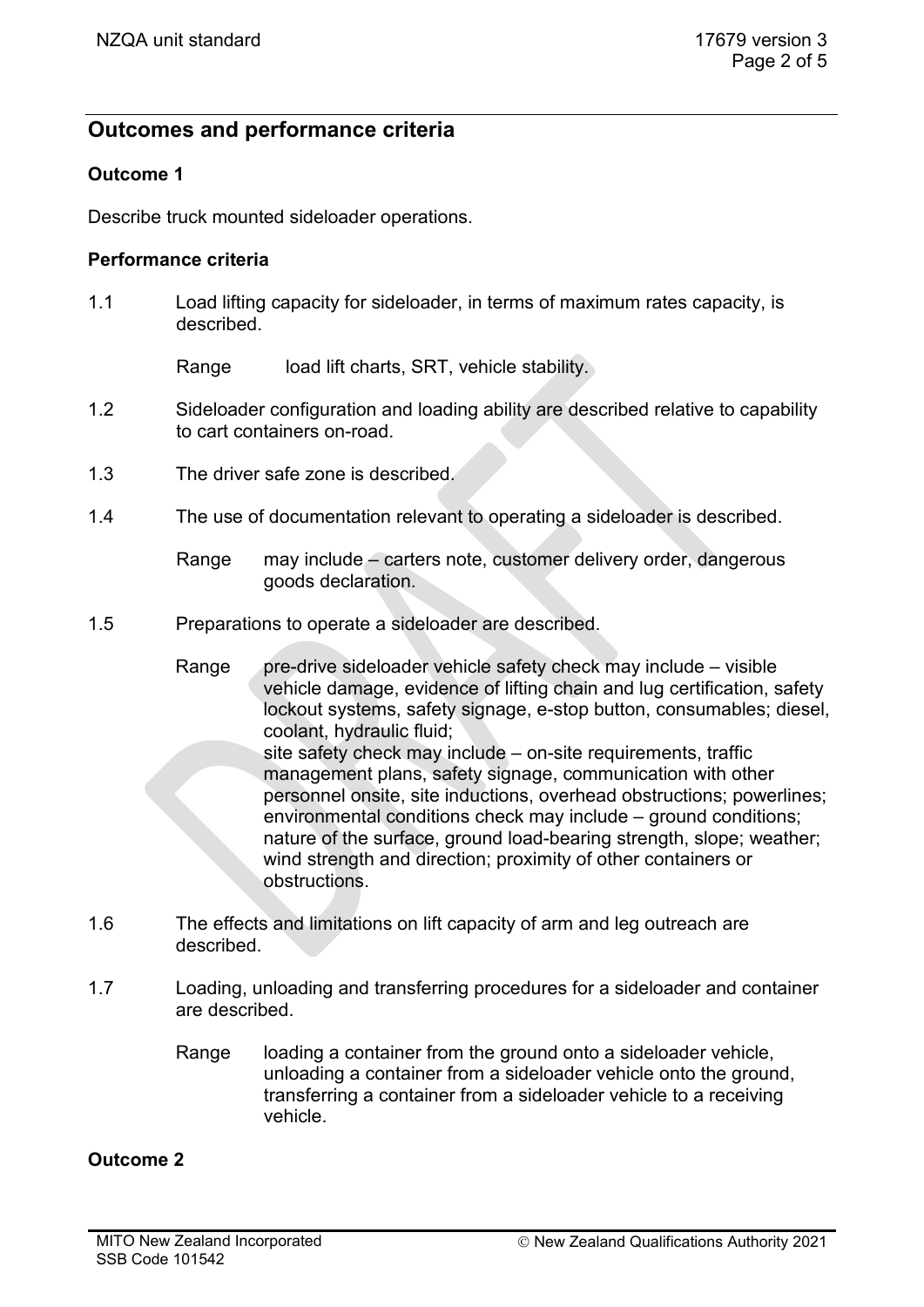## Outcomes and performance criteria

### Outcome 1

Describe truck mounted sideloader operations.

#### Performance criteria

1.1 Load lifting capacity for sideloader, in terms of maximum rates capacity, is described.

Range load lift charts, SRT, vehicle stability.

1.2 Sideloader configuration and loading ability are described relative to capability to cart containers on-road.

1.3 The driver safe zone is described.

1.4 The use of documentation relevant to operating a sideloader is described.

Range may include – carters note, customer delivery order, dangerous goods declaration.

1.5 Preparations to operate a sideloader are described.

Range pre-drive sideloader vehicle safety check may include – visible vehicle damage, evidence of lifting chain and lug certification, safety lockout systems, safety signage, e-stop button, consumables; diesel, coolant, hydraulic fluid;
site safety check may include – on-site requirements, traffic management plans, safety signage, communication with other personnel onsite, site inductions, overhead obstructions; powerlines;
environmental conditions check may include – ground conditions; nature of the surface, ground load-bearing strength, slope; weather; wind strength and direction; proximity of other containers or obstructions.

1.6 The effects and limitations on lift capacity of arm and leg outreach are described.

1.7 Loading, unloading and transferring procedures for a sideloader and container are described.

Range loading a container from the ground onto a sideloader vehicle, unloading a container from a sideloader vehicle onto the ground, transferring a container from a sideloader vehicle to a receiving vehicle.

### Outcome 2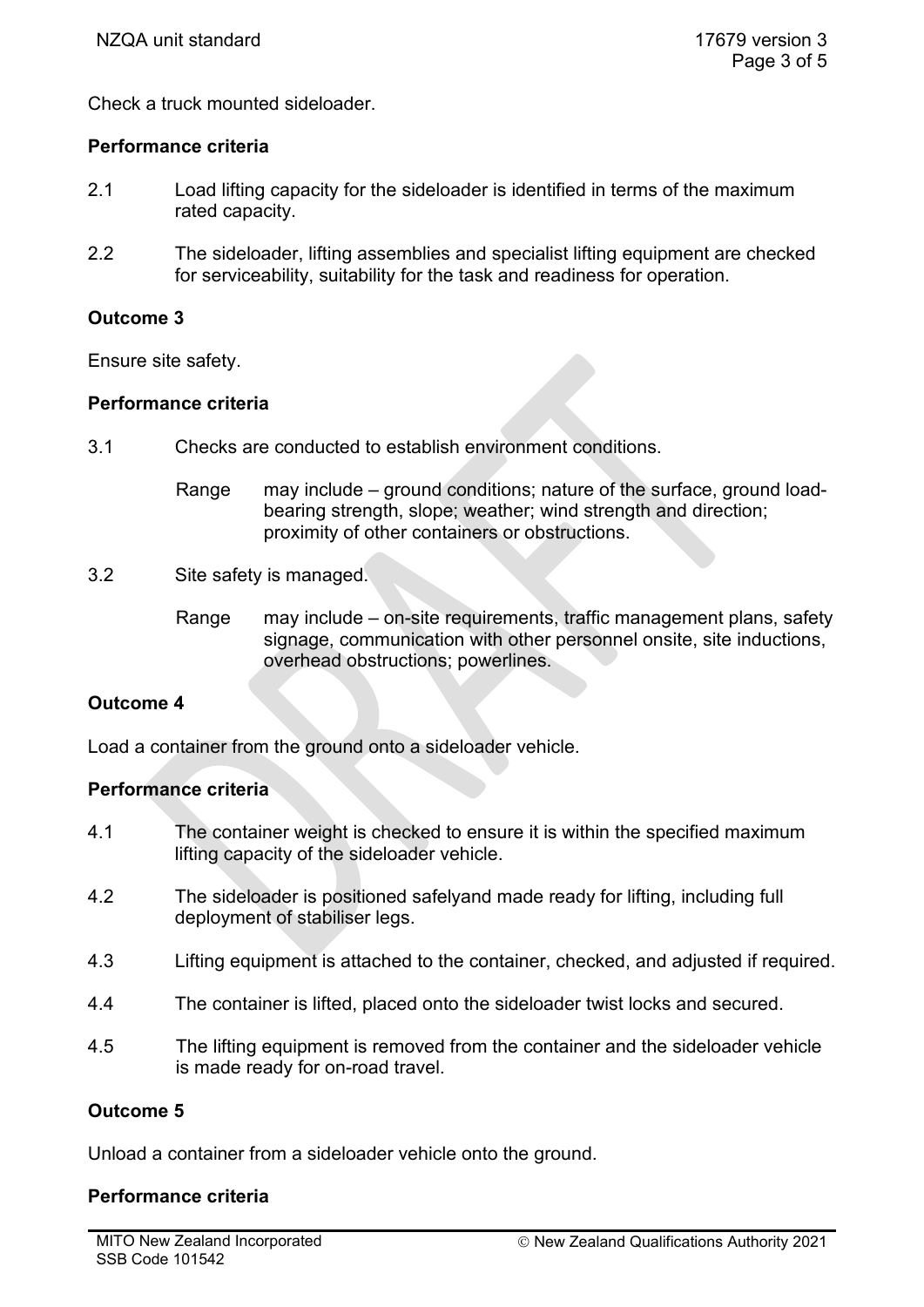Check a truck mounted sideloader.

**Performance criteria**

2.1 Load lifting capacity for the sideloader is identified in terms of the maximum rated capacity.

2.2 The sideloader, lifting assemblies and specialist lifting equipment are checked for serviceability, suitability for the task and readiness for operation.

## Outcome 3

Ensure site safety.

**Performance criteria**

3.1 Checks are conducted to establish environment conditions.

Range may include – ground conditions; nature of the surface, ground load-bearing strength, slope; weather; wind strength and direction; proximity of other containers or obstructions.

3.2 Site safety is managed.

Range may include – on-site requirements, traffic management plans, safety signage, communication with other personnel onsite, site inductions, overhead obstructions; powerlines.

## Outcome 4

Load a container from the ground onto a sideloader vehicle.

**Performance criteria**

4.1 The container weight is checked to ensure it is within the specified maximum lifting capacity of the sideloader vehicle.

4.2 The sideloader is positioned safelyand made ready for lifting, including full deployment of stabiliser legs.

4.3 Lifting equipment is attached to the container, checked, and adjusted if required.

4.4 The container is lifted, placed onto the sideloader twist locks and secured.

4.5 The lifting equipment is removed from the container and the sideloader vehicle is made ready for on-road travel.

## Outcome 5

Unload a container from a sideloader vehicle onto the ground.

**Performance criteria**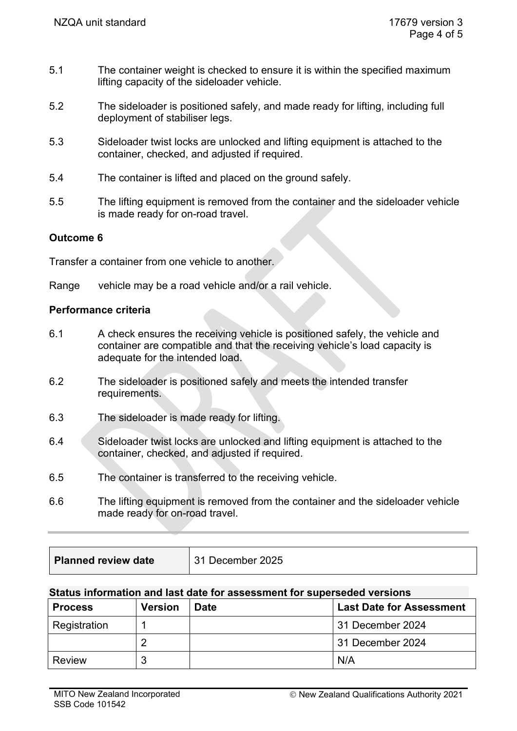5.1 The container weight is checked to ensure it is within the specified maximum lifting capacity of the sideloader vehicle.

5.2 The sideloader is positioned safely, and made ready for lifting, including full deployment of stabiliser legs.

5.3 Sideloader twist locks are unlocked and lifting equipment is attached to the container, checked, and adjusted if required.

5.4 The container is lifted and placed on the ground safely.

5.5 The lifting equipment is removed from the container and the sideloader vehicle is made ready for on-road travel.

**Outcome 6**

Transfer a container from one vehicle to another.

Range vehicle may be a road vehicle and/or a rail vehicle.

**Performance criteria**

6.1 A check ensures the receiving vehicle is positioned safely, the vehicle and container are compatible and that the receiving vehicle's load capacity is adequate for the intended load.

6.2 The sideloader is positioned safely and meets the intended transfer requirements.

6.3 The sideloader is made ready for lifting.

6.4 Sideloader twist locks are unlocked and lifting equipment is attached to the container, checked, and adjusted if required.

6.5 The container is transferred to the receiving vehicle.

6.6 The lifting equipment is removed from the container and the sideloader vehicle made ready for on-road travel.

| **Planned review date** | 31 December 2025 |
|---|---|

**Status information and last date for assessment for superseded versions**

| Process | Version | Date | Last Date for Assessment |
|---|---|---|---|
| Registration | 1 | | 31 December 2024 |
| | 2 | | 31 December 2024 |
| Review | 3 | | N/A |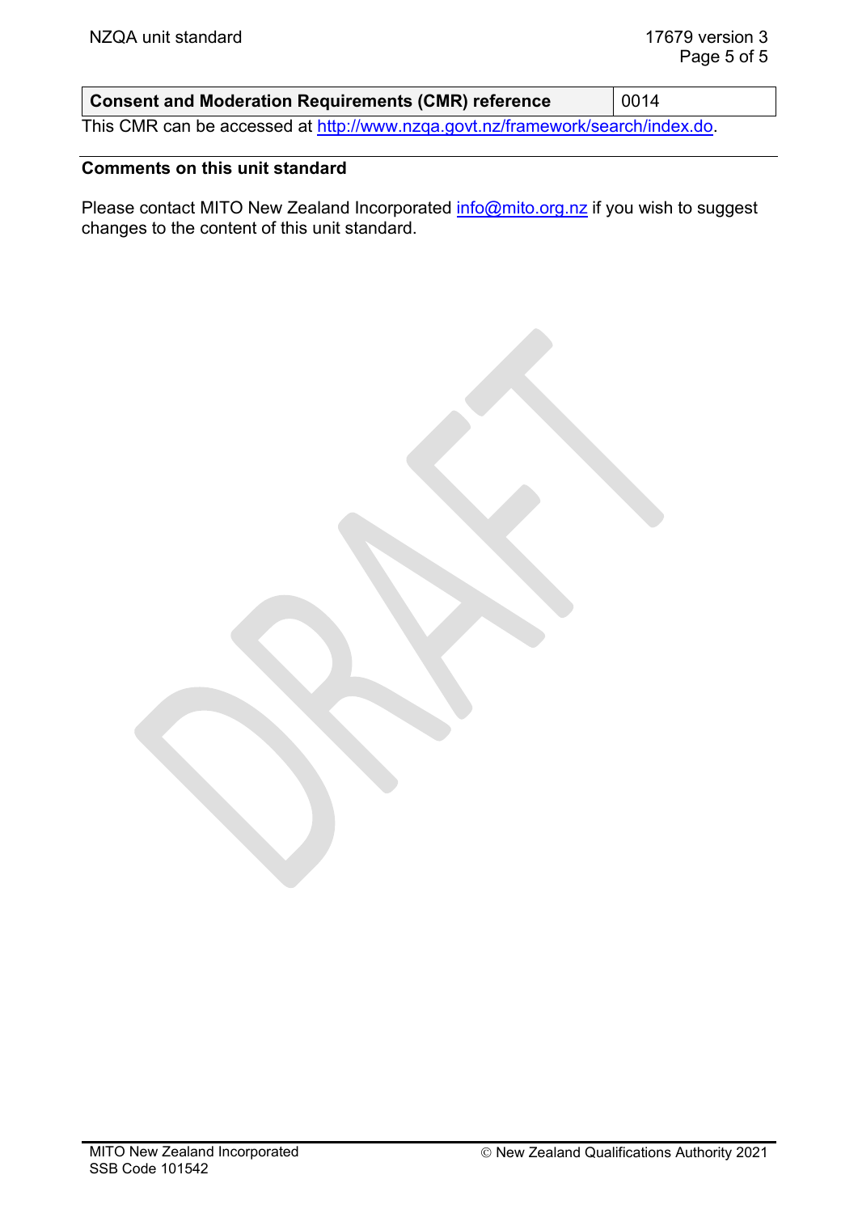| | |
|---|---|
| **Consent and Moderation Requirements (CMR) reference** | 0014 |

This CMR can be accessed at http://www.nzqa.govt.nz/framework/search/index.do.

**Comments on this unit standard**

Please contact MITO New Zealand Incorporated info@mito.org.nz if you wish to suggest changes to the content of this unit standard.